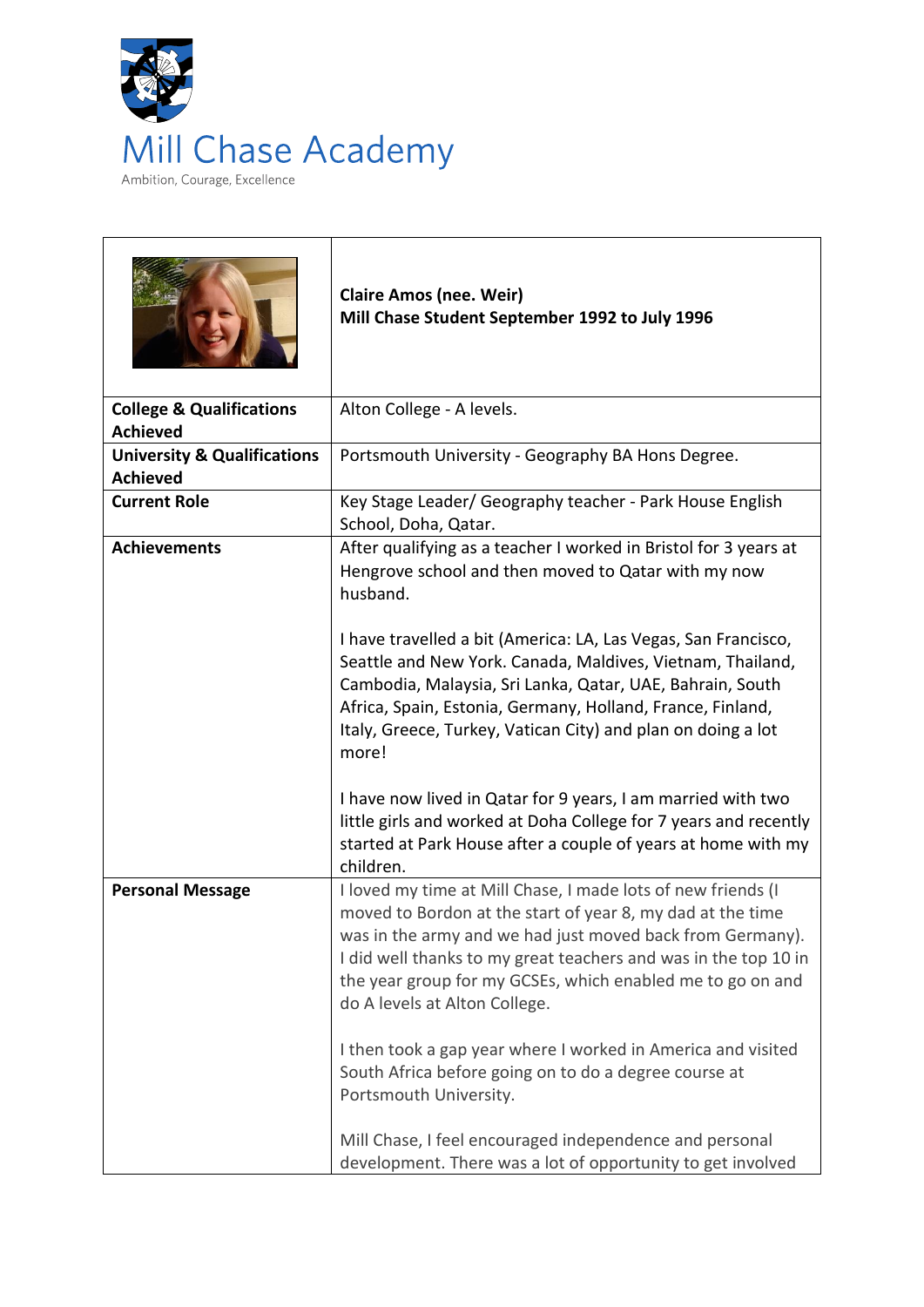# Mill Chase Academy

Ambition, Courage, Excellence

| | **Claire Amos (nee. Weir)**<br>**Mill Chase Student September 1992 to July 1996** |
|---|---|
| **College & Qualifications Achieved** | Alton College - A levels. |
| **University & Qualifications Achieved** | Portsmouth University - Geography BA Hons Degree. |
| **Current Role** | Key Stage Leader/ Geography teacher - Park House English School, Doha, Qatar. |
| **Achievements** | After qualifying as a teacher I worked in Bristol for 3 years at Hengrove school and then moved to Qatar with my now husband.<br><br>I have travelled a bit (America: LA, Las Vegas, San Francisco, Seattle and New York. Canada, Maldives, Vietnam, Thailand, Cambodia, Malaysia, Sri Lanka, Qatar, UAE, Bahrain, South Africa, Spain, Estonia, Germany, Holland, France, Finland, Italy, Greece, Turkey, Vatican City) and plan on doing a lot more!<br><br>I have now lived in Qatar for 9 years, I am married with two little girls and worked at Doha College for 7 years and recently started at Park House after a couple of years at home with my children. |
| **Personal Message** | I loved my time at Mill Chase, I made lots of new friends (I moved to Bordon at the start of year 8, my dad at the time was in the army and we had just moved back from Germany). I did well thanks to my great teachers and was in the top 10 in the year group for my GCSEs, which enabled me to go on and do A levels at Alton College.<br><br>I then took a gap year where I worked in America and visited South Africa before going on to do a degree course at Portsmouth University.<br><br>Mill Chase, I feel encouraged independence and personal development. There was a lot of opportunity to get involved |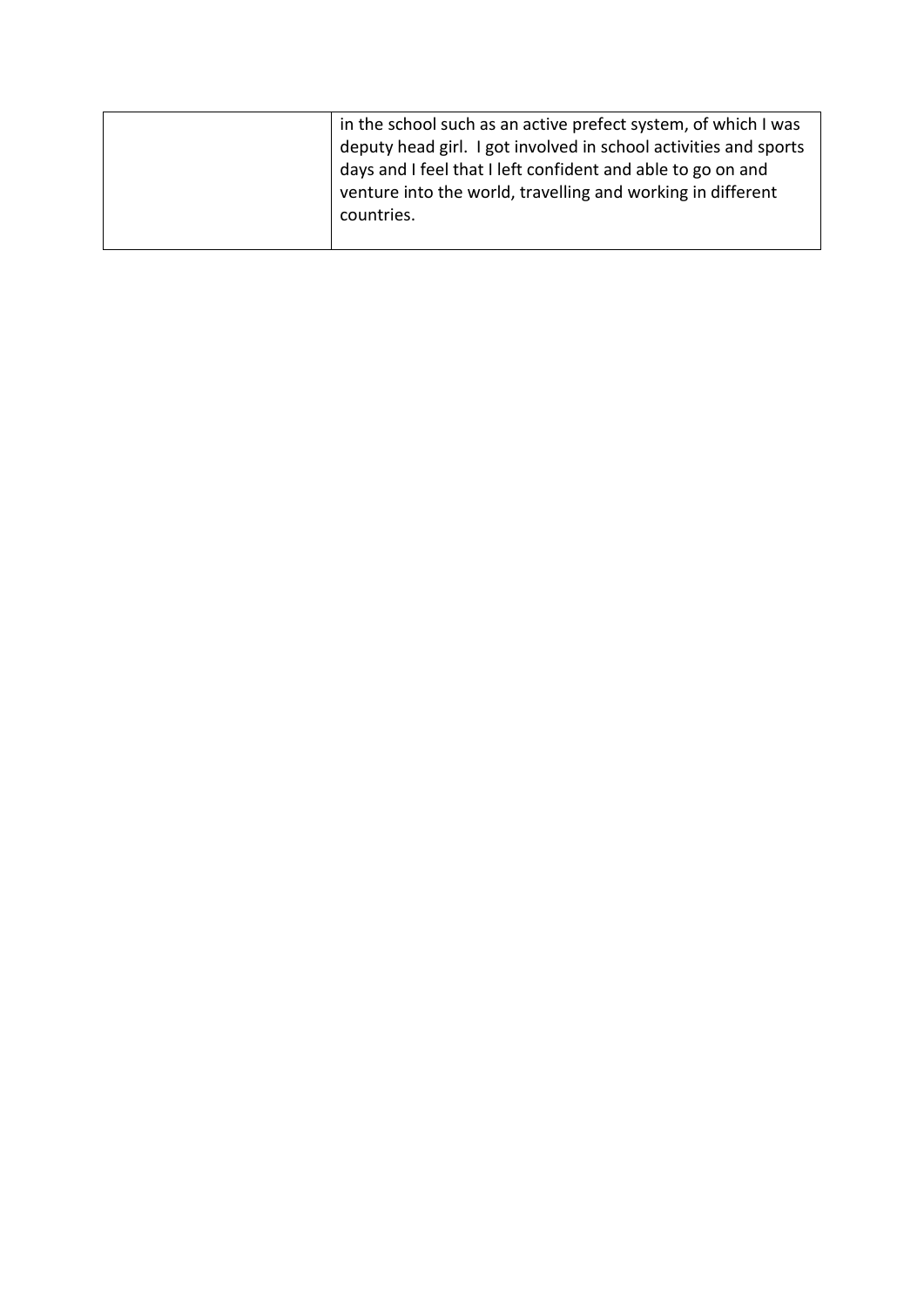| | |
|---|---|
| | in the school such as an active prefect system, of which I was deputy head girl. I got involved in school activities and sports days and I feel that I left confident and able to go on and venture into the world, travelling and working in different countries. |